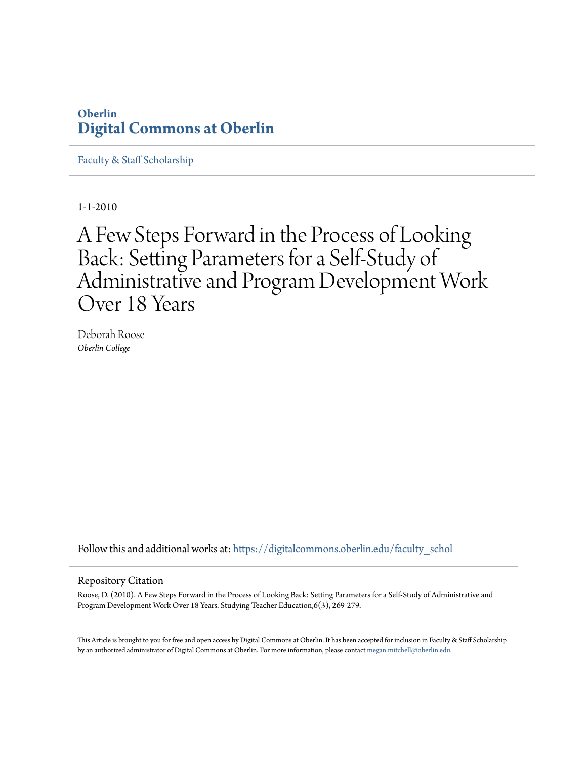Oberlin

**Digital Commons at Oberlin**

Faculty & Staff Scholarship

1-1-2010

# A Few Steps Forward in the Process of Looking Back: Setting Parameters for a Self-Study of Administrative and Program Development Work Over 18 Years

Deborah Roose
*Oberlin College*

Follow this and additional works at: https://digitalcommons.oberlin.edu/faculty_schol

## Repository Citation

Roose, D. (2010). A Few Steps Forward in the Process of Looking Back: Setting Parameters for a Self-Study of Administrative and Program Development Work Over 18 Years. Studying Teacher Education,6(3), 269-279.

This Article is brought to you for free and open access by Digital Commons at Oberlin. It has been accepted for inclusion in Faculty & Staff Scholarship by an authorized administrator of Digital Commons at Oberlin. For more information, please contact megan.mitchell@oberlin.edu.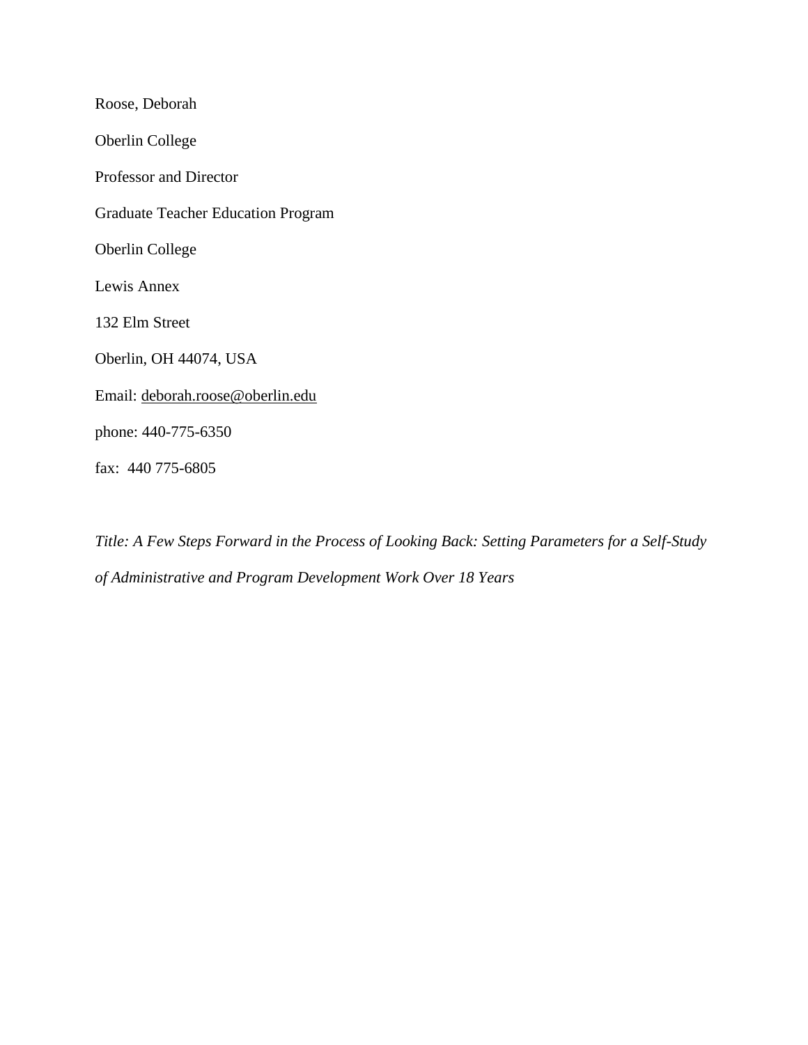Roose, Deborah

Oberlin College

Professor and Director

Graduate Teacher Education Program

Oberlin College

Lewis Annex

132 Elm Street

Oberlin, OH 44074, USA

Email: deborah.roose@oberlin.edu

phone: 440-775-6350

fax: 440 775-6805

*Title: A Few Steps Forward in the Process of Looking Back: Setting Parameters for a Self-Study of Administrative and Program Development Work Over 18 Years*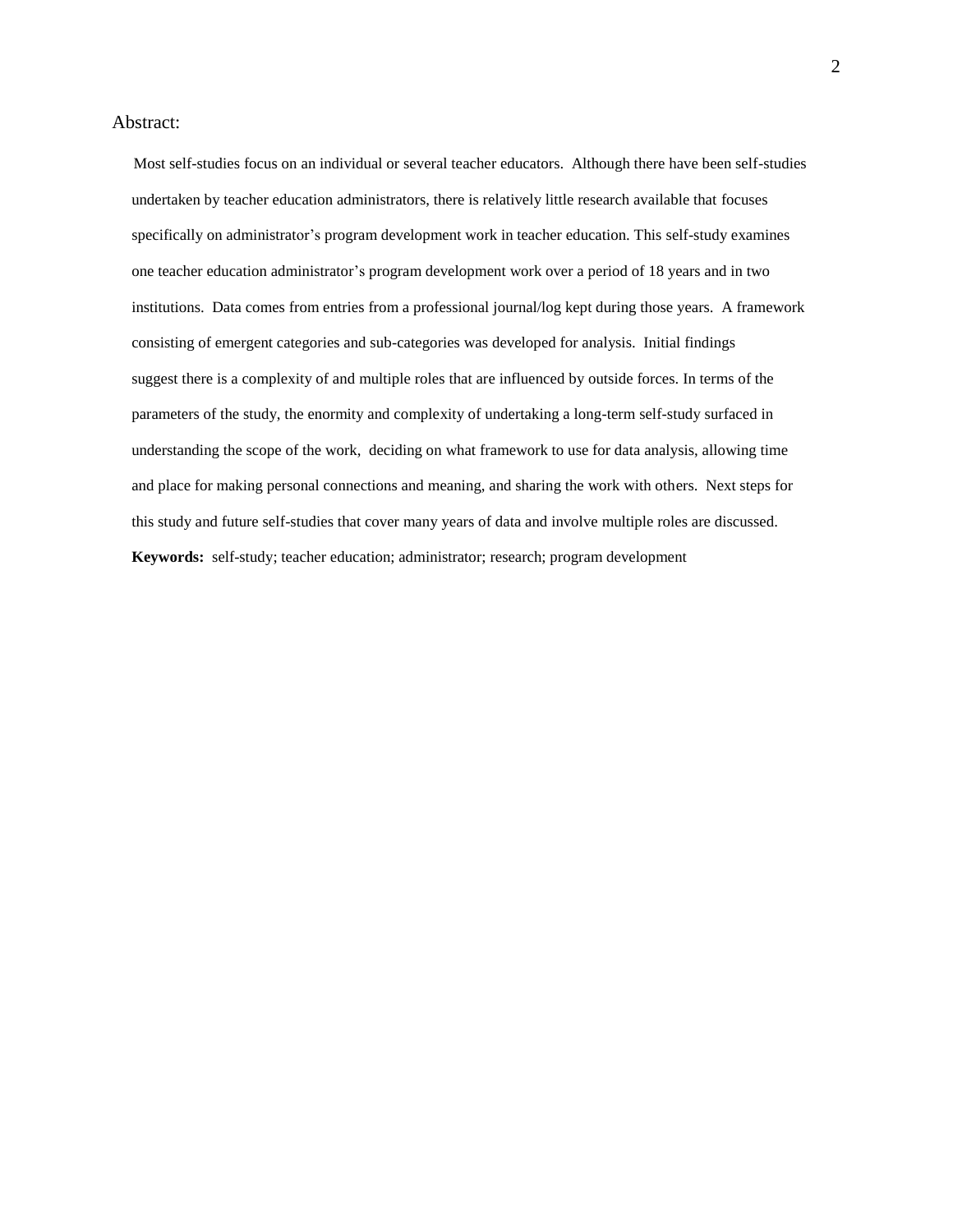Abstract:

Most self-studies focus on an individual or several teacher educators. Although there have been self-studies undertaken by teacher education administrators, there is relatively little research available that focuses specifically on administrator's program development work in teacher education. This self-study examines one teacher education administrator's program development work over a period of 18 years and in two institutions. Data comes from entries from a professional journal/log kept during those years. A framework consisting of emergent categories and sub-categories was developed for analysis. Initial findings suggest there is a complexity of and multiple roles that are influenced by outside forces. In terms of the parameters of the study, the enormity and complexity of undertaking a long-term self-study surfaced in understanding the scope of the work, deciding on what framework to use for data analysis, allowing time and place for making personal connections and meaning, and sharing the work with others. Next steps for this study and future self-studies that cover many years of data and involve multiple roles are discussed.

**Keywords:** self-study; teacher education; administrator; research; program development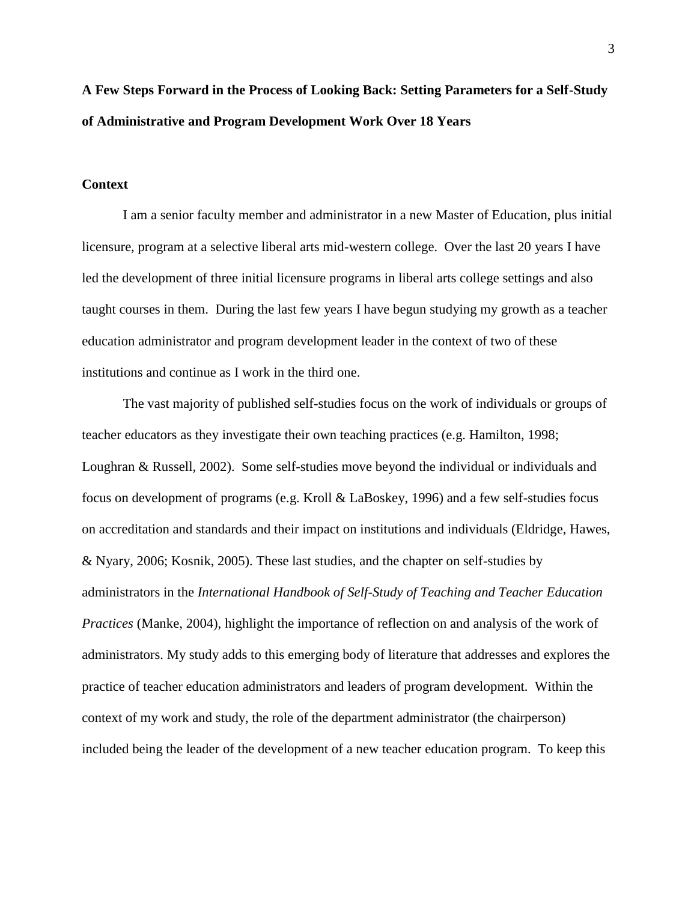**A Few Steps Forward in the Process of Looking Back: Setting Parameters for a Self-Study of Administrative and Program Development Work Over 18 Years**

## Context

I am a senior faculty member and administrator in a new Master of Education, plus initial licensure, program at a selective liberal arts mid-western college. Over the last 20 years I have led the development of three initial licensure programs in liberal arts college settings and also taught courses in them. During the last few years I have begun studying my growth as a teacher education administrator and program development leader in the context of two of these institutions and continue as I work in the third one.

The vast majority of published self-studies focus on the work of individuals or groups of teacher educators as they investigate their own teaching practices (e.g. Hamilton, 1998; Loughran & Russell, 2002). Some self-studies move beyond the individual or individuals and focus on development of programs (e.g. Kroll & LaBoskey, 1996) and a few self-studies focus on accreditation and standards and their impact on institutions and individuals (Eldridge, Hawes, & Nyary, 2006; Kosnik, 2005). These last studies, and the chapter on self-studies by administrators in the *International Handbook of Self-Study of Teaching and Teacher Education Practices* (Manke, 2004), highlight the importance of reflection on and analysis of the work of administrators. My study adds to this emerging body of literature that addresses and explores the practice of teacher education administrators and leaders of program development. Within the context of my work and study, the role of the department administrator (the chairperson) included being the leader of the development of a new teacher education program. To keep this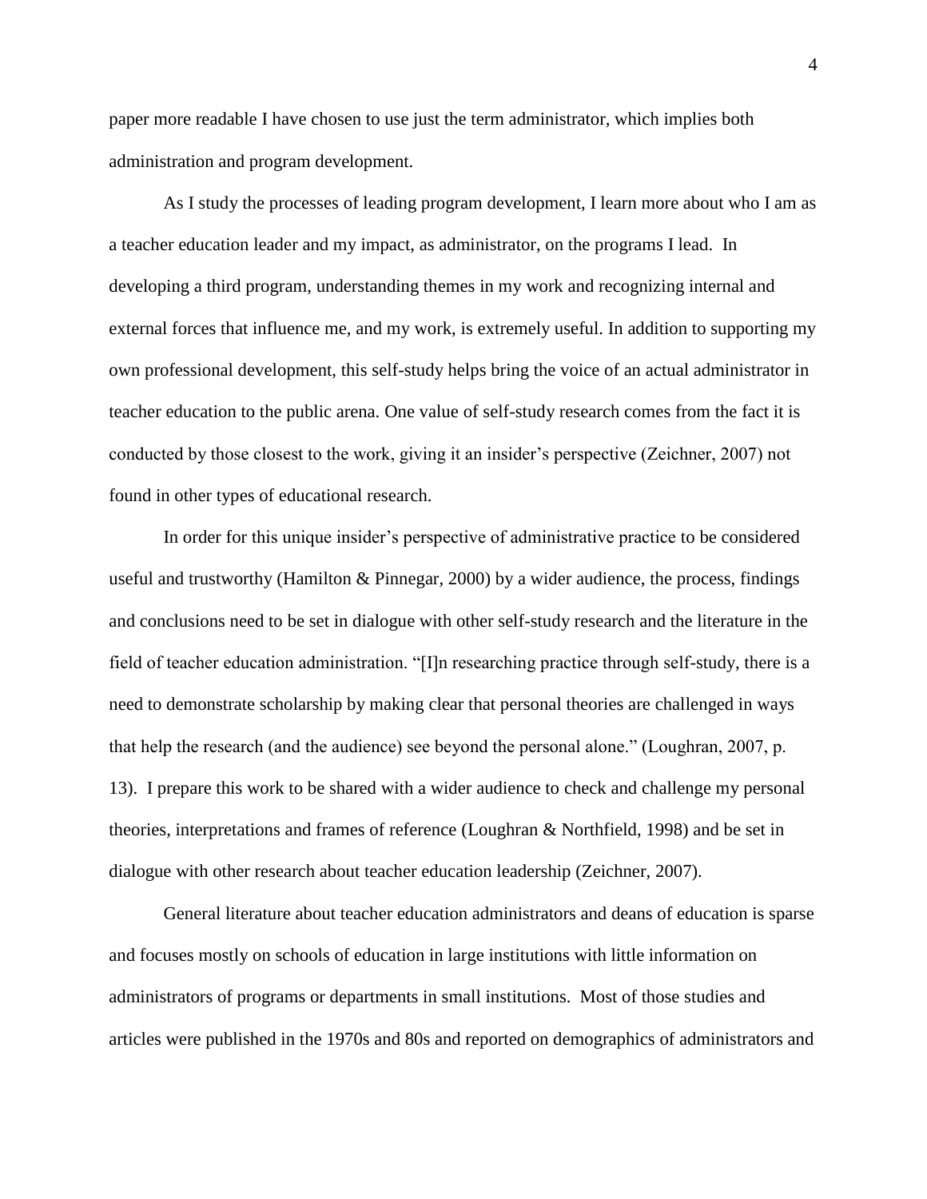paper more readable I have chosen to use just the term administrator, which implies both administration and program development.

As I study the processes of leading program development, I learn more about who I am as a teacher education leader and my impact, as administrator, on the programs I lead. In developing a third program, understanding themes in my work and recognizing internal and external forces that influence me, and my work, is extremely useful. In addition to supporting my own professional development, this self-study helps bring the voice of an actual administrator in teacher education to the public arena. One value of self-study research comes from the fact it is conducted by those closest to the work, giving it an insider's perspective (Zeichner, 2007) not found in other types of educational research.

In order for this unique insider's perspective of administrative practice to be considered useful and trustworthy (Hamilton & Pinnegar, 2000) by a wider audience, the process, findings and conclusions need to be set in dialogue with other self-study research and the literature in the field of teacher education administration. "[I]n researching practice through self-study, there is a need to demonstrate scholarship by making clear that personal theories are challenged in ways that help the research (and the audience) see beyond the personal alone." (Loughran, 2007, p. 13). I prepare this work to be shared with a wider audience to check and challenge my personal theories, interpretations and frames of reference (Loughran & Northfield, 1998) and be set in dialogue with other research about teacher education leadership (Zeichner, 2007).

General literature about teacher education administrators and deans of education is sparse and focuses mostly on schools of education in large institutions with little information on administrators of programs or departments in small institutions. Most of those studies and articles were published in the 1970s and 80s and reported on demographics of administrators and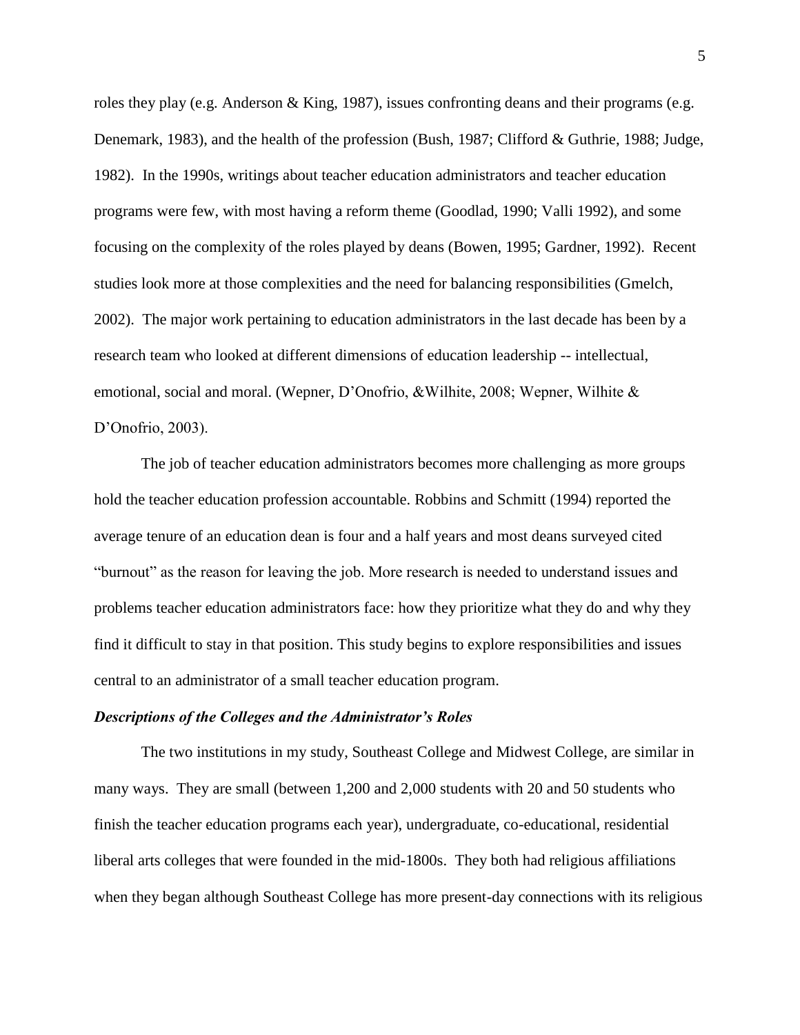roles they play (e.g. Anderson & King, 1987), issues confronting deans and their programs (e.g. Denemark, 1983), and the health of the profession (Bush, 1987; Clifford & Guthrie, 1988; Judge, 1982). In the 1990s, writings about teacher education administrators and teacher education programs were few, with most having a reform theme (Goodlad, 1990; Valli 1992), and some focusing on the complexity of the roles played by deans (Bowen, 1995; Gardner, 1992). Recent studies look more at those complexities and the need for balancing responsibilities (Gmelch, 2002). The major work pertaining to education administrators in the last decade has been by a research team who looked at different dimensions of education leadership -- intellectual, emotional, social and moral. (Wepner, D'Onofrio, &Wilhite, 2008; Wepner, Wilhite & D'Onofrio, 2003).

The job of teacher education administrators becomes more challenging as more groups hold the teacher education profession accountable. Robbins and Schmitt (1994) reported the average tenure of an education dean is four and a half years and most deans surveyed cited "burnout" as the reason for leaving the job. More research is needed to understand issues and problems teacher education administrators face: how they prioritize what they do and why they find it difficult to stay in that position. This study begins to explore responsibilities and issues central to an administrator of a small teacher education program.

***Descriptions of the Colleges and the Administrator's Roles***

The two institutions in my study, Southeast College and Midwest College, are similar in many ways. They are small (between 1,200 and 2,000 students with 20 and 50 students who finish the teacher education programs each year), undergraduate, co-educational, residential liberal arts colleges that were founded in the mid-1800s. They both had religious affiliations when they began although Southeast College has more present-day connections with its religious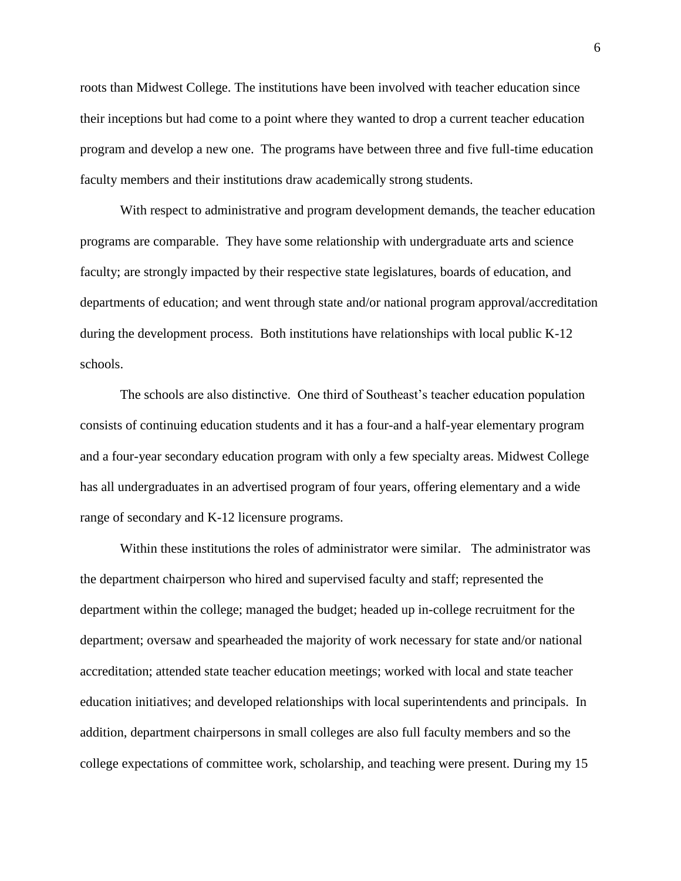roots than Midwest College. The institutions have been involved with teacher education since their inceptions but had come to a point where they wanted to drop a current teacher education program and develop a new one. The programs have between three and five full-time education faculty members and their institutions draw academically strong students.

With respect to administrative and program development demands, the teacher education programs are comparable. They have some relationship with undergraduate arts and science faculty; are strongly impacted by their respective state legislatures, boards of education, and departments of education; and went through state and/or national program approval/accreditation during the development process. Both institutions have relationships with local public K-12 schools.

The schools are also distinctive. One third of Southeast's teacher education population consists of continuing education students and it has a four-and a half-year elementary program and a four-year secondary education program with only a few specialty areas. Midwest College has all undergraduates in an advertised program of four years, offering elementary and a wide range of secondary and K-12 licensure programs.

Within these institutions the roles of administrator were similar. The administrator was the department chairperson who hired and supervised faculty and staff; represented the department within the college; managed the budget; headed up in-college recruitment for the department; oversaw and spearheaded the majority of work necessary for state and/or national accreditation; attended state teacher education meetings; worked with local and state teacher education initiatives; and developed relationships with local superintendents and principals. In addition, department chairpersons in small colleges are also full faculty members and so the college expectations of committee work, scholarship, and teaching were present. During my 15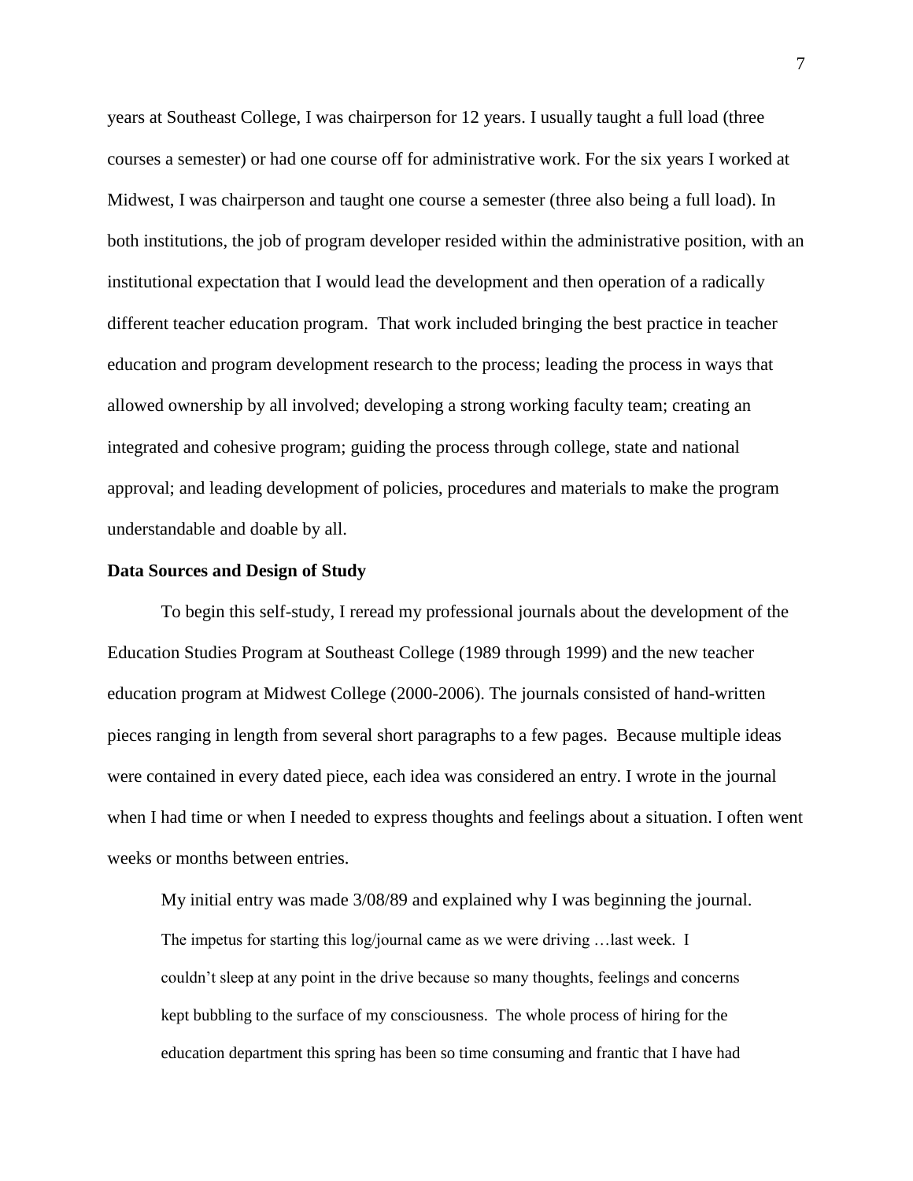years at Southeast College, I was chairperson for 12 years. I usually taught a full load (three courses a semester) or had one course off for administrative work. For the six years I worked at Midwest, I was chairperson and taught one course a semester (three also being a full load). In both institutions, the job of program developer resided within the administrative position, with an institutional expectation that I would lead the development and then operation of a radically different teacher education program. That work included bringing the best practice in teacher education and program development research to the process; leading the process in ways that allowed ownership by all involved; developing a strong working faculty team; creating an integrated and cohesive program; guiding the process through college, state and national approval; and leading development of policies, procedures and materials to make the program understandable and doable by all.

**Data Sources and Design of Study**

To begin this self-study, I reread my professional journals about the development of the Education Studies Program at Southeast College (1989 through 1999) and the new teacher education program at Midwest College (2000-2006). The journals consisted of hand-written pieces ranging in length from several short paragraphs to a few pages. Because multiple ideas were contained in every dated piece, each idea was considered an entry. I wrote in the journal when I had time or when I needed to express thoughts and feelings about a situation. I often went weeks or months between entries.

My initial entry was made 3/08/89 and explained why I was beginning the journal.

> The impetus for starting this log/journal came as we were driving …last week. I couldn't sleep at any point in the drive because so many thoughts, feelings and concerns kept bubbling to the surface of my consciousness. The whole process of hiring for the education department this spring has been so time consuming and frantic that I have had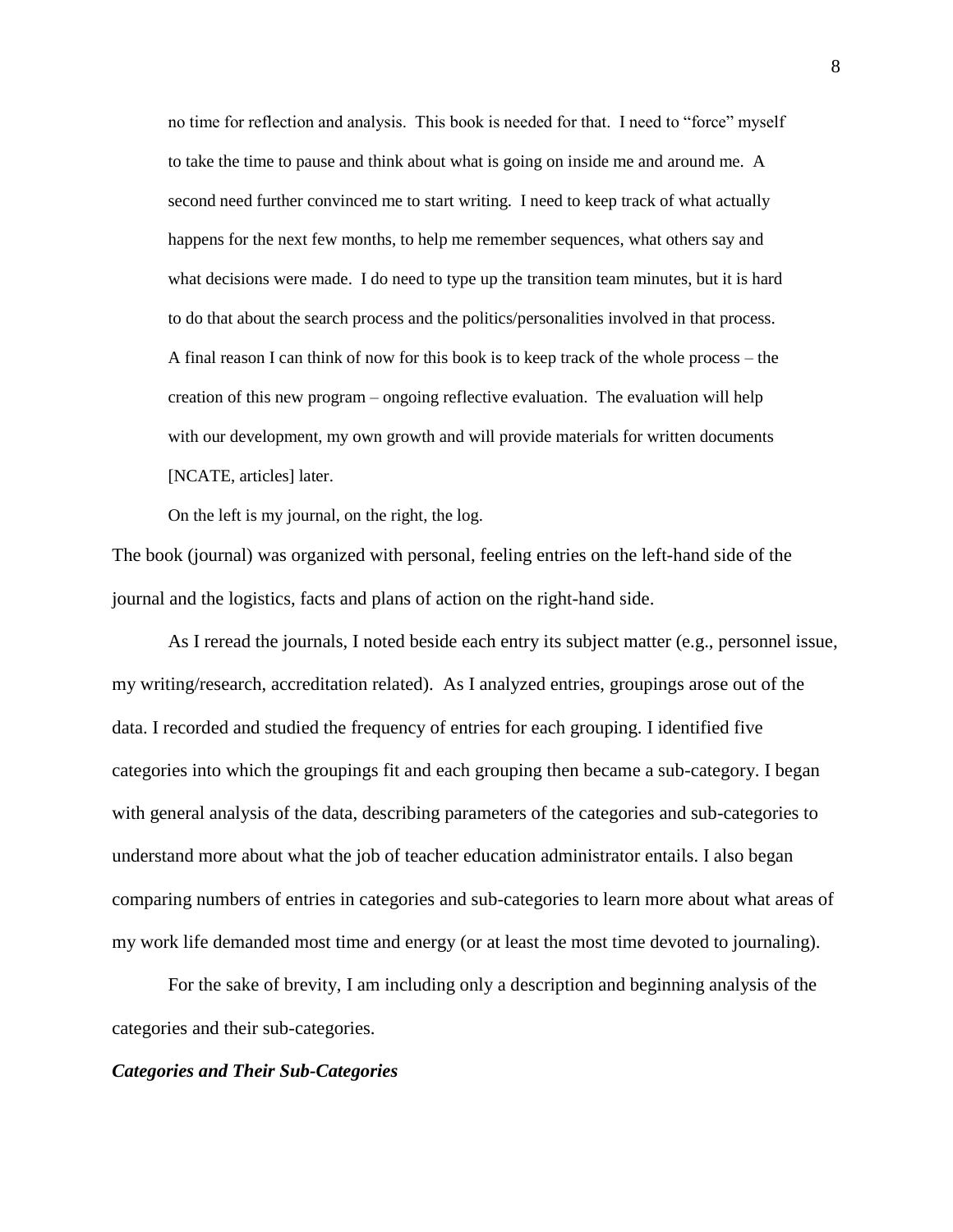> no time for reflection and analysis. This book is needed for that. I need to "force" myself to take the time to pause and think about what is going on inside me and around me. A second need further convinced me to start writing. I need to keep track of what actually happens for the next few months, to help me remember sequences, what others say and what decisions were made. I do need to type up the transition team minutes, but it is hard to do that about the search process and the politics/personalities involved in that process. A final reason I can think of now for this book is to keep track of the whole process – the creation of this new program – ongoing reflective evaluation. The evaluation will help with our development, my own growth and will provide materials for written documents [NCATE, articles] later.
>
> On the left is my journal, on the right, the log.

The book (journal) was organized with personal, feeling entries on the left-hand side of the journal and the logistics, facts and plans of action on the right-hand side.

As I reread the journals, I noted beside each entry its subject matter (e.g., personnel issue, my writing/research, accreditation related). As I analyzed entries, groupings arose out of the data. I recorded and studied the frequency of entries for each grouping. I identified five categories into which the groupings fit and each grouping then became a sub-category. I began with general analysis of the data, describing parameters of the categories and sub-categories to understand more about what the job of teacher education administrator entails. I also began comparing numbers of entries in categories and sub-categories to learn more about what areas of my work life demanded most time and energy (or at least the most time devoted to journaling).

For the sake of brevity, I am including only a description and beginning analysis of the categories and their sub-categories.

***Categories and Their Sub-Categories***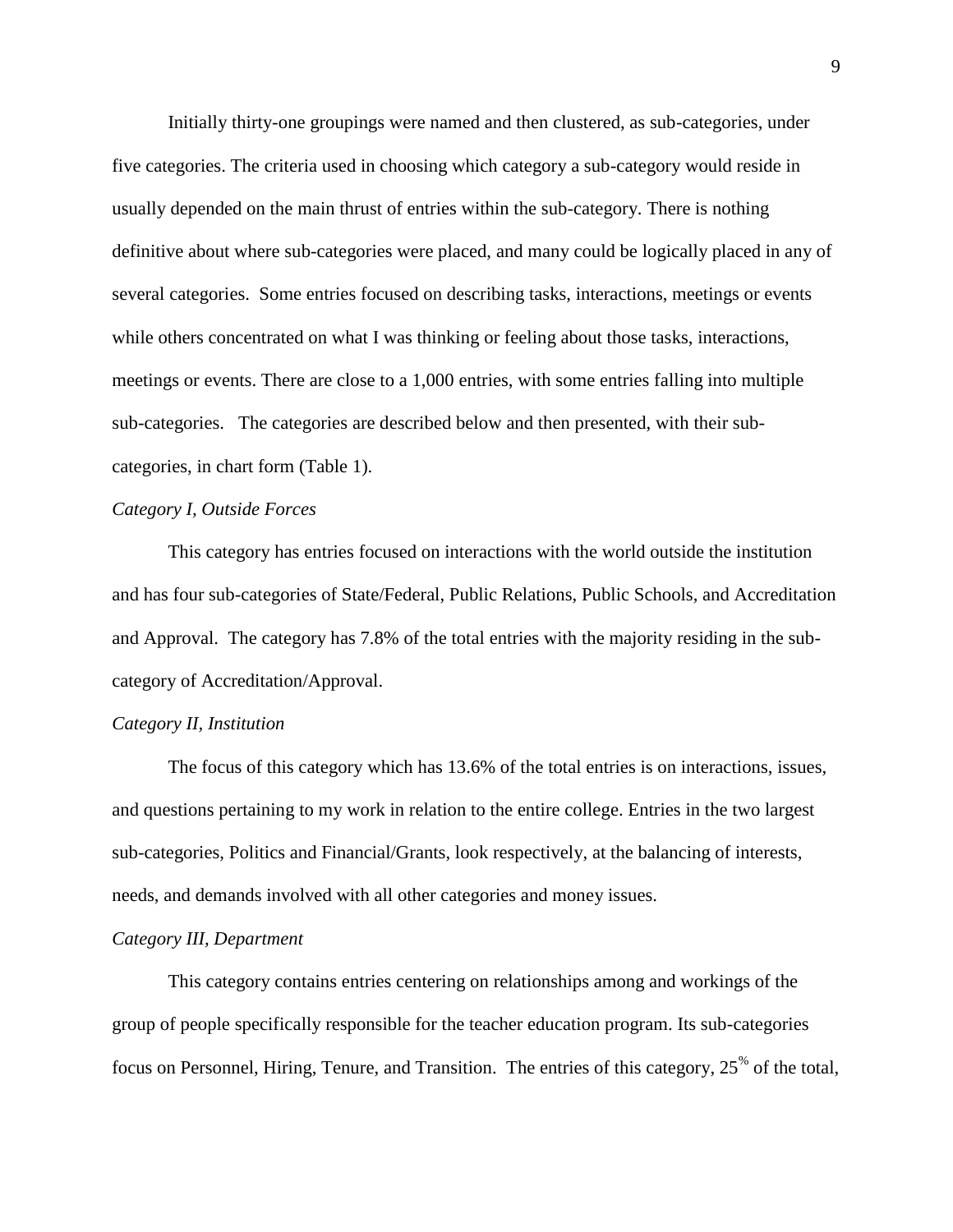Initially thirty-one groupings were named and then clustered, as sub-categories, under five categories. The criteria used in choosing which category a sub-category would reside in usually depended on the main thrust of entries within the sub-category. There is nothing definitive about where sub-categories were placed, and many could be logically placed in any of several categories. Some entries focused on describing tasks, interactions, meetings or events while others concentrated on what I was thinking or feeling about those tasks, interactions, meetings or events. There are close to a 1,000 entries, with some entries falling into multiple sub-categories. The categories are described below and then presented, with their sub-categories, in chart form (Table 1).

*Category I, Outside Forces*

This category has entries focused on interactions with the world outside the institution and has four sub-categories of State/Federal, Public Relations, Public Schools, and Accreditation and Approval. The category has 7.8% of the total entries with the majority residing in the sub-category of Accreditation/Approval.

*Category II, Institution*

The focus of this category which has 13.6% of the total entries is on interactions, issues, and questions pertaining to my work in relation to the entire college. Entries in the two largest sub-categories, Politics and Financial/Grants, look respectively, at the balancing of interests, needs, and demands involved with all other categories and money issues.

*Category III, Department*

This category contains entries centering on relationships among and workings of the group of people specifically responsible for the teacher education program. Its sub-categories focus on Personnel, Hiring, Tenure, and Transition. The entries of this category, 25% of the total,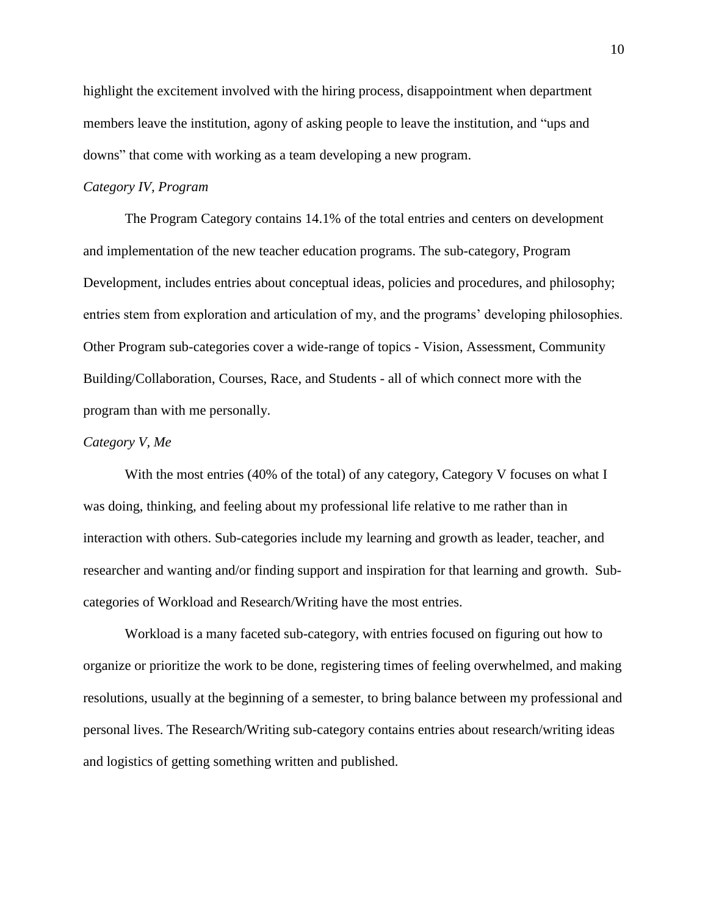highlight the excitement involved with the hiring process, disappointment when department members leave the institution, agony of asking people to leave the institution, and "ups and downs" that come with working as a team developing a new program.

*Category IV, Program*

The Program Category contains 14.1% of the total entries and centers on development and implementation of the new teacher education programs. The sub-category, Program Development, includes entries about conceptual ideas, policies and procedures, and philosophy; entries stem from exploration and articulation of my, and the programs' developing philosophies. Other Program sub-categories cover a wide-range of topics - Vision, Assessment, Community Building/Collaboration, Courses, Race, and Students - all of which connect more with the program than with me personally.

*Category V, Me*

With the most entries (40% of the total) of any category, Category V focuses on what I was doing, thinking, and feeling about my professional life relative to me rather than in interaction with others. Sub-categories include my learning and growth as leader, teacher, and researcher and wanting and/or finding support and inspiration for that learning and growth. Sub-categories of Workload and Research/Writing have the most entries.

Workload is a many faceted sub-category, with entries focused on figuring out how to organize or prioritize the work to be done, registering times of feeling overwhelmed, and making resolutions, usually at the beginning of a semester, to bring balance between my professional and personal lives. The Research/Writing sub-category contains entries about research/writing ideas and logistics of getting something written and published.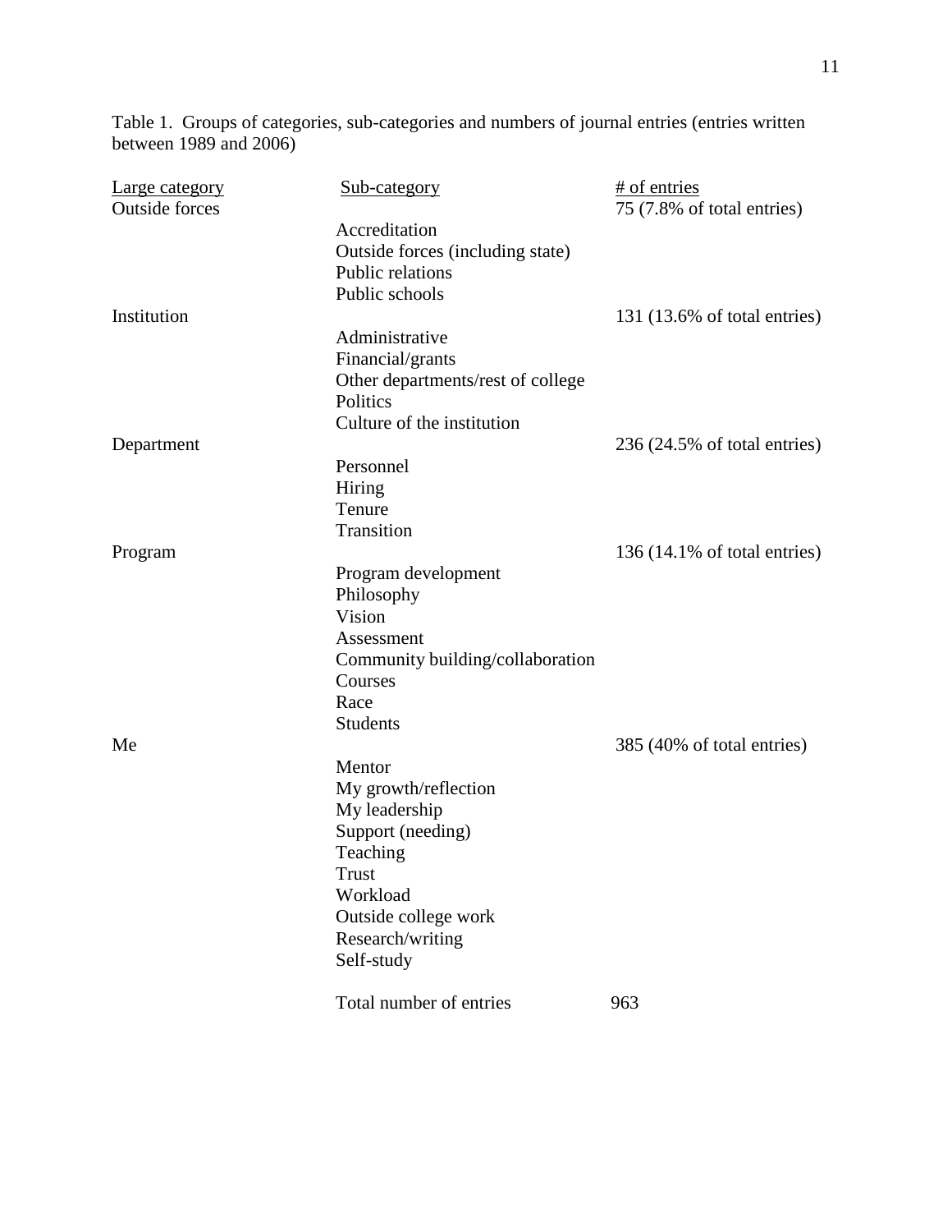Table 1. Groups of categories, sub-categories and numbers of journal entries (entries written between 1989 and 2006)

| Large category | Sub-category | # of entries |
|---|---|---|
| Outside forces | | 75 (7.8% of total entries) |
| | Accreditation | |
| | Outside forces (including state) | |
| | Public relations | |
| | Public schools | |
| Institution | | 131 (13.6% of total entries) |
| | Administrative | |
| | Financial/grants | |
| | Other departments/rest of college | |
| | Politics | |
| | Culture of the institution | |
| Department | | 236 (24.5% of total entries) |
| | Personnel | |
| | Hiring | |
| | Tenure | |
| | Transition | |
| Program | | 136 (14.1% of total entries) |
| | Program development | |
| | Philosophy | |
| | Vision | |
| | Assessment | |
| | Community building/collaboration | |
| | Courses | |
| | Race | |
| | Students | |
| Me | | 385 (40% of total entries) |
| | Mentor | |
| | My growth/reflection | |
| | My leadership | |
| | Support (needing) | |
| | Teaching | |
| | Trust | |
| | Workload | |
| | Outside college work | |
| | Research/writing | |
| | Self-study | |
| | Total number of entries | 963 |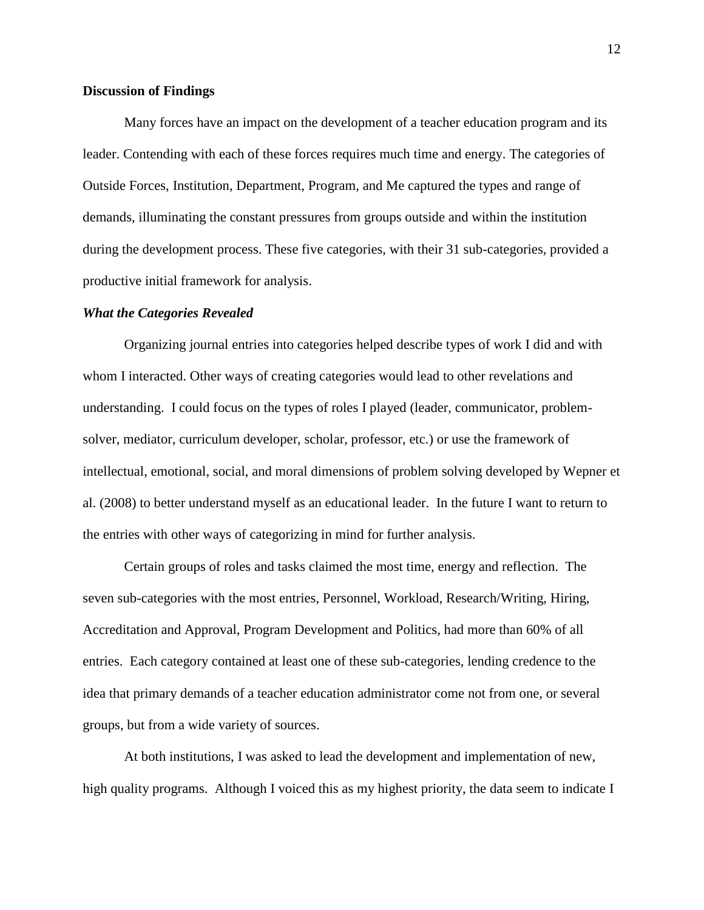**Discussion of Findings**

Many forces have an impact on the development of a teacher education program and its leader. Contending with each of these forces requires much time and energy. The categories of Outside Forces, Institution, Department, Program, and Me captured the types and range of demands, illuminating the constant pressures from groups outside and within the institution during the development process. These five categories, with their 31 sub-categories, provided a productive initial framework for analysis.

***What the Categories Revealed***

Organizing journal entries into categories helped describe types of work I did and with whom I interacted. Other ways of creating categories would lead to other revelations and understanding. I could focus on the types of roles I played (leader, communicator, problem-solver, mediator, curriculum developer, scholar, professor, etc.) or use the framework of intellectual, emotional, social, and moral dimensions of problem solving developed by Wepner et al. (2008) to better understand myself as an educational leader. In the future I want to return to the entries with other ways of categorizing in mind for further analysis.

Certain groups of roles and tasks claimed the most time, energy and reflection. The seven sub-categories with the most entries, Personnel, Workload, Research/Writing, Hiring, Accreditation and Approval, Program Development and Politics, had more than 60% of all entries. Each category contained at least one of these sub-categories, lending credence to the idea that primary demands of a teacher education administrator come not from one, or several groups, but from a wide variety of sources.

At both institutions, I was asked to lead the development and implementation of new, high quality programs. Although I voiced this as my highest priority, the data seem to indicate I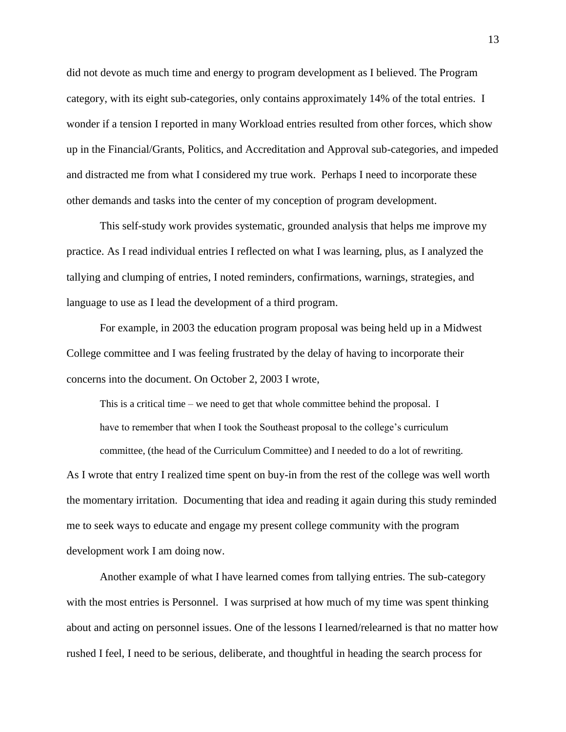did not devote as much time and energy to program development as I believed. The Program category, with its eight sub-categories, only contains approximately 14% of the total entries. I wonder if a tension I reported in many Workload entries resulted from other forces, which show up in the Financial/Grants, Politics, and Accreditation and Approval sub-categories, and impeded and distracted me from what I considered my true work. Perhaps I need to incorporate these other demands and tasks into the center of my conception of program development.

This self-study work provides systematic, grounded analysis that helps me improve my practice. As I read individual entries I reflected on what I was learning, plus, as I analyzed the tallying and clumping of entries, I noted reminders, confirmations, warnings, strategies, and language to use as I lead the development of a third program.

For example, in 2003 the education program proposal was being held up in a Midwest College committee and I was feeling frustrated by the delay of having to incorporate their concerns into the document. On October 2, 2003 I wrote,

> This is a critical time – we need to get that whole committee behind the proposal. I have to remember that when I took the Southeast proposal to the college's curriculum committee, (the head of the Curriculum Committee) and I needed to do a lot of rewriting.

As I wrote that entry I realized time spent on buy-in from the rest of the college was well worth the momentary irritation. Documenting that idea and reading it again during this study reminded me to seek ways to educate and engage my present college community with the program development work I am doing now.

Another example of what I have learned comes from tallying entries. The sub-category with the most entries is Personnel. I was surprised at how much of my time was spent thinking about and acting on personnel issues. One of the lessons I learned/relearned is that no matter how rushed I feel, I need to be serious, deliberate, and thoughtful in heading the search process for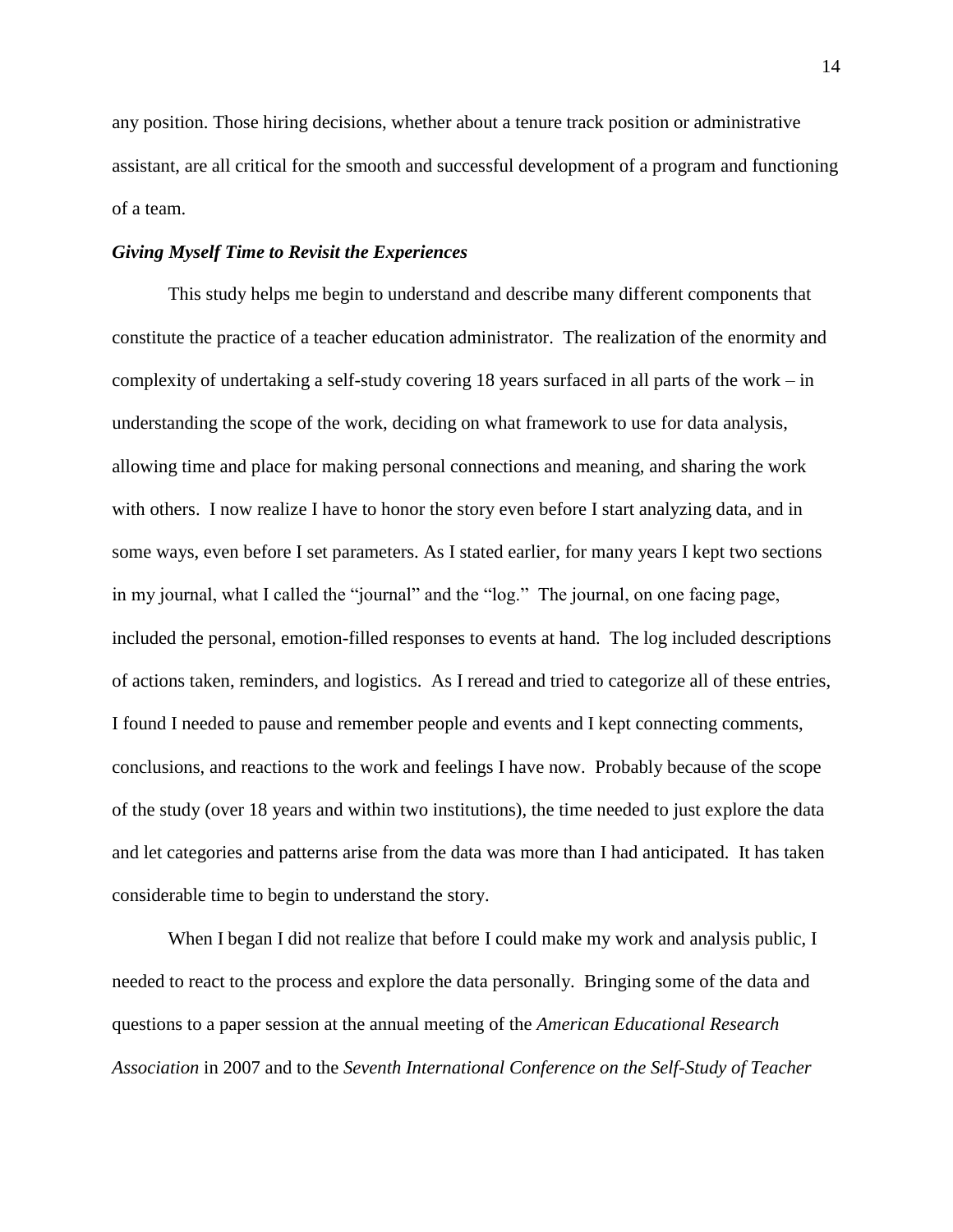any position. Those hiring decisions, whether about a tenure track position or administrative assistant, are all critical for the smooth and successful development of a program and functioning of a team.

### ***Giving Myself Time to Revisit the Experiences***

This study helps me begin to understand and describe many different components that constitute the practice of a teacher education administrator. The realization of the enormity and complexity of undertaking a self-study covering 18 years surfaced in all parts of the work – in understanding the scope of the work, deciding on what framework to use for data analysis, allowing time and place for making personal connections and meaning, and sharing the work with others. I now realize I have to honor the story even before I start analyzing data, and in some ways, even before I set parameters. As I stated earlier, for many years I kept two sections in my journal, what I called the "journal" and the "log." The journal, on one facing page, included the personal, emotion-filled responses to events at hand. The log included descriptions of actions taken, reminders, and logistics. As I reread and tried to categorize all of these entries, I found I needed to pause and remember people and events and I kept connecting comments, conclusions, and reactions to the work and feelings I have now. Probably because of the scope of the study (over 18 years and within two institutions), the time needed to just explore the data and let categories and patterns arise from the data was more than I had anticipated. It has taken considerable time to begin to understand the story.

When I began I did not realize that before I could make my work and analysis public, I needed to react to the process and explore the data personally. Bringing some of the data and questions to a paper session at the annual meeting of the *American Educational Research Association* in 2007 and to the *Seventh International Conference on the Self-Study of Teacher*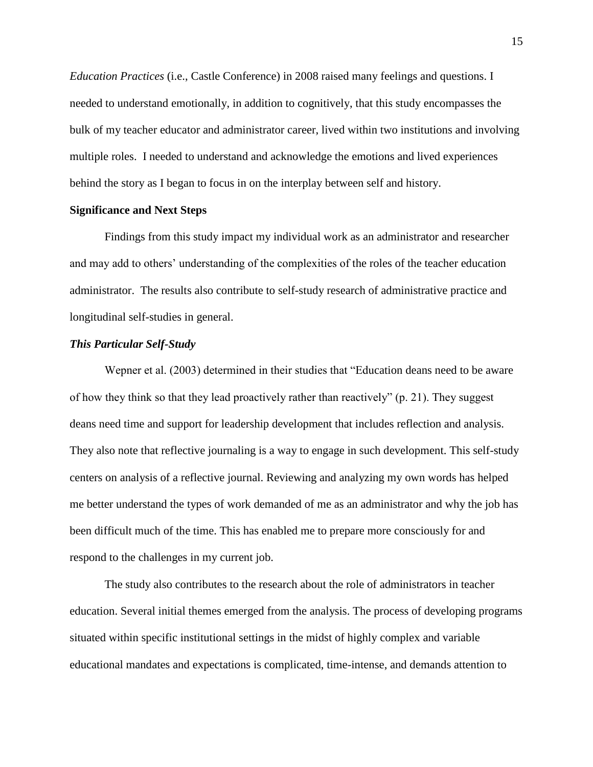*Education Practices* (i.e., Castle Conference) in 2008 raised many feelings and questions. I needed to understand emotionally, in addition to cognitively, that this study encompasses the bulk of my teacher educator and administrator career, lived within two institutions and involving multiple roles. I needed to understand and acknowledge the emotions and lived experiences behind the story as I began to focus in on the interplay between self and history.

## Significance and Next Steps

Findings from this study impact my individual work as an administrator and researcher and may add to others' understanding of the complexities of the roles of the teacher education administrator. The results also contribute to self-study research of administrative practice and longitudinal self-studies in general.

### *This Particular Self-Study*

Wepner et al. (2003) determined in their studies that "Education deans need to be aware of how they think so that they lead proactively rather than reactively" (p. 21). They suggest deans need time and support for leadership development that includes reflection and analysis. They also note that reflective journaling is a way to engage in such development. This self-study centers on analysis of a reflective journal. Reviewing and analyzing my own words has helped me better understand the types of work demanded of me as an administrator and why the job has been difficult much of the time. This has enabled me to prepare more consciously for and respond to the challenges in my current job.

The study also contributes to the research about the role of administrators in teacher education. Several initial themes emerged from the analysis. The process of developing programs situated within specific institutional settings in the midst of highly complex and variable educational mandates and expectations is complicated, time-intense, and demands attention to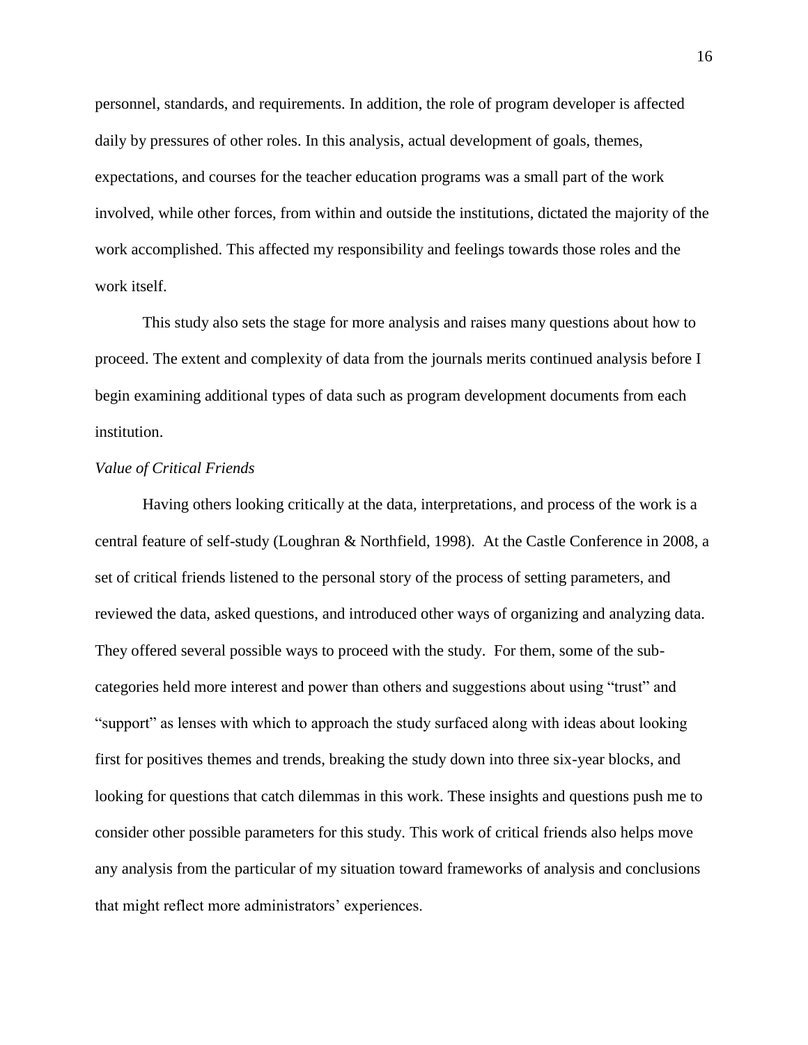personnel, standards, and requirements. In addition, the role of program developer is affected daily by pressures of other roles. In this analysis, actual development of goals, themes, expectations, and courses for the teacher education programs was a small part of the work involved, while other forces, from within and outside the institutions, dictated the majority of the work accomplished. This affected my responsibility and feelings towards those roles and the work itself.

This study also sets the stage for more analysis and raises many questions about how to proceed. The extent and complexity of data from the journals merits continued analysis before I begin examining additional types of data such as program development documents from each institution.

*Value of Critical Friends*

Having others looking critically at the data, interpretations, and process of the work is a central feature of self-study (Loughran & Northfield, 1998). At the Castle Conference in 2008, a set of critical friends listened to the personal story of the process of setting parameters, and reviewed the data, asked questions, and introduced other ways of organizing and analyzing data. They offered several possible ways to proceed with the study. For them, some of the sub-categories held more interest and power than others and suggestions about using "trust" and "support" as lenses with which to approach the study surfaced along with ideas about looking first for positives themes and trends, breaking the study down into three six-year blocks, and looking for questions that catch dilemmas in this work. These insights and questions push me to consider other possible parameters for this study. This work of critical friends also helps move any analysis from the particular of my situation toward frameworks of analysis and conclusions that might reflect more administrators' experiences.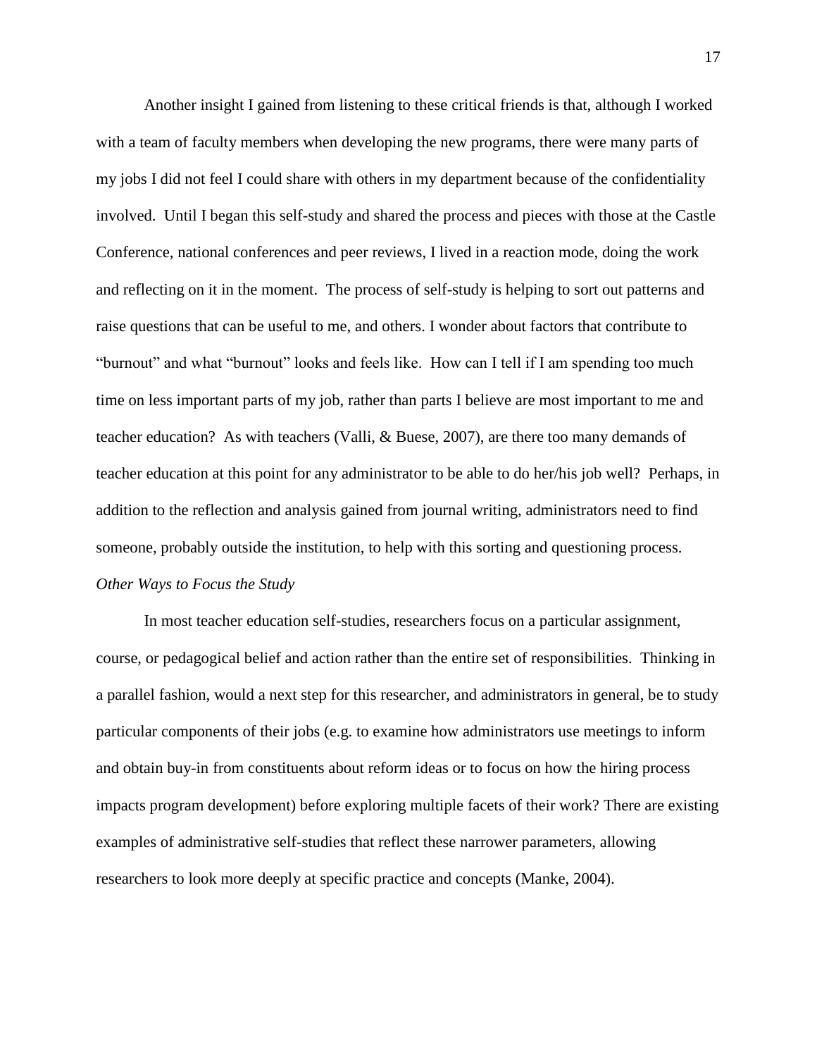Another insight I gained from listening to these critical friends is that, although I worked with a team of faculty members when developing the new programs, there were many parts of my jobs I did not feel I could share with others in my department because of the confidentiality involved. Until I began this self-study and shared the process and pieces with those at the Castle Conference, national conferences and peer reviews, I lived in a reaction mode, doing the work and reflecting on it in the moment. The process of self-study is helping to sort out patterns and raise questions that can be useful to me, and others. I wonder about factors that contribute to "burnout" and what "burnout" looks and feels like. How can I tell if I am spending too much time on less important parts of my job, rather than parts I believe are most important to me and teacher education? As with teachers (Valli, & Buese, 2007), are there too many demands of teacher education at this point for any administrator to be able to do her/his job well? Perhaps, in addition to the reflection and analysis gained from journal writing, administrators need to find someone, probably outside the institution, to help with this sorting and questioning process.

*Other Ways to Focus the Study*

In most teacher education self-studies, researchers focus on a particular assignment, course, or pedagogical belief and action rather than the entire set of responsibilities. Thinking in a parallel fashion, would a next step for this researcher, and administrators in general, be to study particular components of their jobs (e.g. to examine how administrators use meetings to inform and obtain buy-in from constituents about reform ideas or to focus on how the hiring process impacts program development) before exploring multiple facets of their work? There are existing examples of administrative self-studies that reflect these narrower parameters, allowing researchers to look more deeply at specific practice and concepts (Manke, 2004).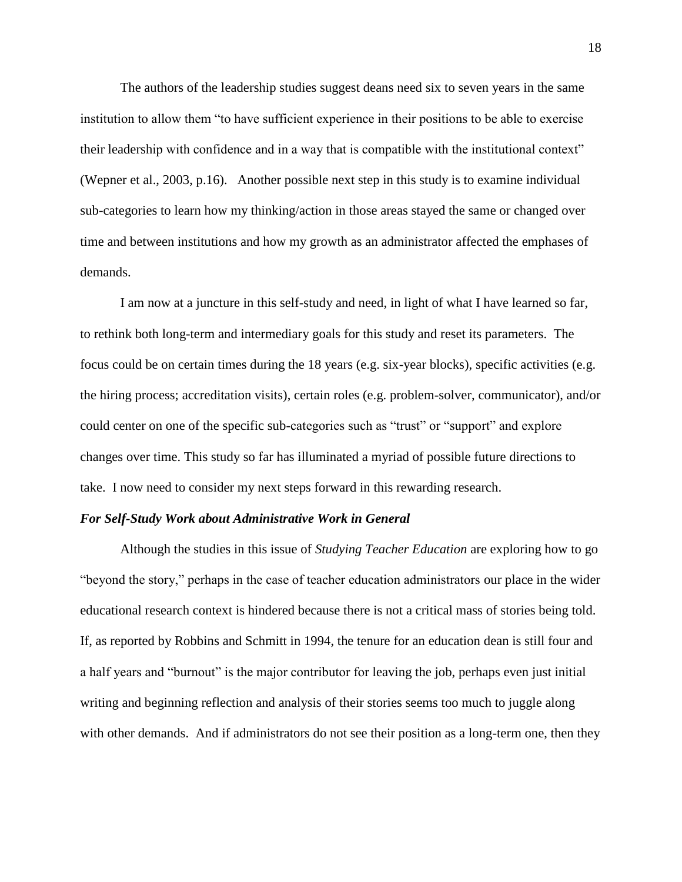The authors of the leadership studies suggest deans need six to seven years in the same institution to allow them "to have sufficient experience in their positions to be able to exercise their leadership with confidence and in a way that is compatible with the institutional context" (Wepner et al., 2003, p.16). Another possible next step in this study is to examine individual sub-categories to learn how my thinking/action in those areas stayed the same or changed over time and between institutions and how my growth as an administrator affected the emphases of demands.

I am now at a juncture in this self-study and need, in light of what I have learned so far, to rethink both long-term and intermediary goals for this study and reset its parameters. The focus could be on certain times during the 18 years (e.g. six-year blocks), specific activities (e.g. the hiring process; accreditation visits), certain roles (e.g. problem-solver, communicator), and/or could center on one of the specific sub-categories such as "trust" or "support" and explore changes over time. This study so far has illuminated a myriad of possible future directions to take. I now need to consider my next steps forward in this rewarding research.

### *For Self-Study Work about Administrative Work in General*

Although the studies in this issue of *Studying Teacher Education* are exploring how to go "beyond the story," perhaps in the case of teacher education administrators our place in the wider educational research context is hindered because there is not a critical mass of stories being told. If, as reported by Robbins and Schmitt in 1994, the tenure for an education dean is still four and a half years and "burnout" is the major contributor for leaving the job, perhaps even just initial writing and beginning reflection and analysis of their stories seems too much to juggle along with other demands. And if administrators do not see their position as a long-term one, then they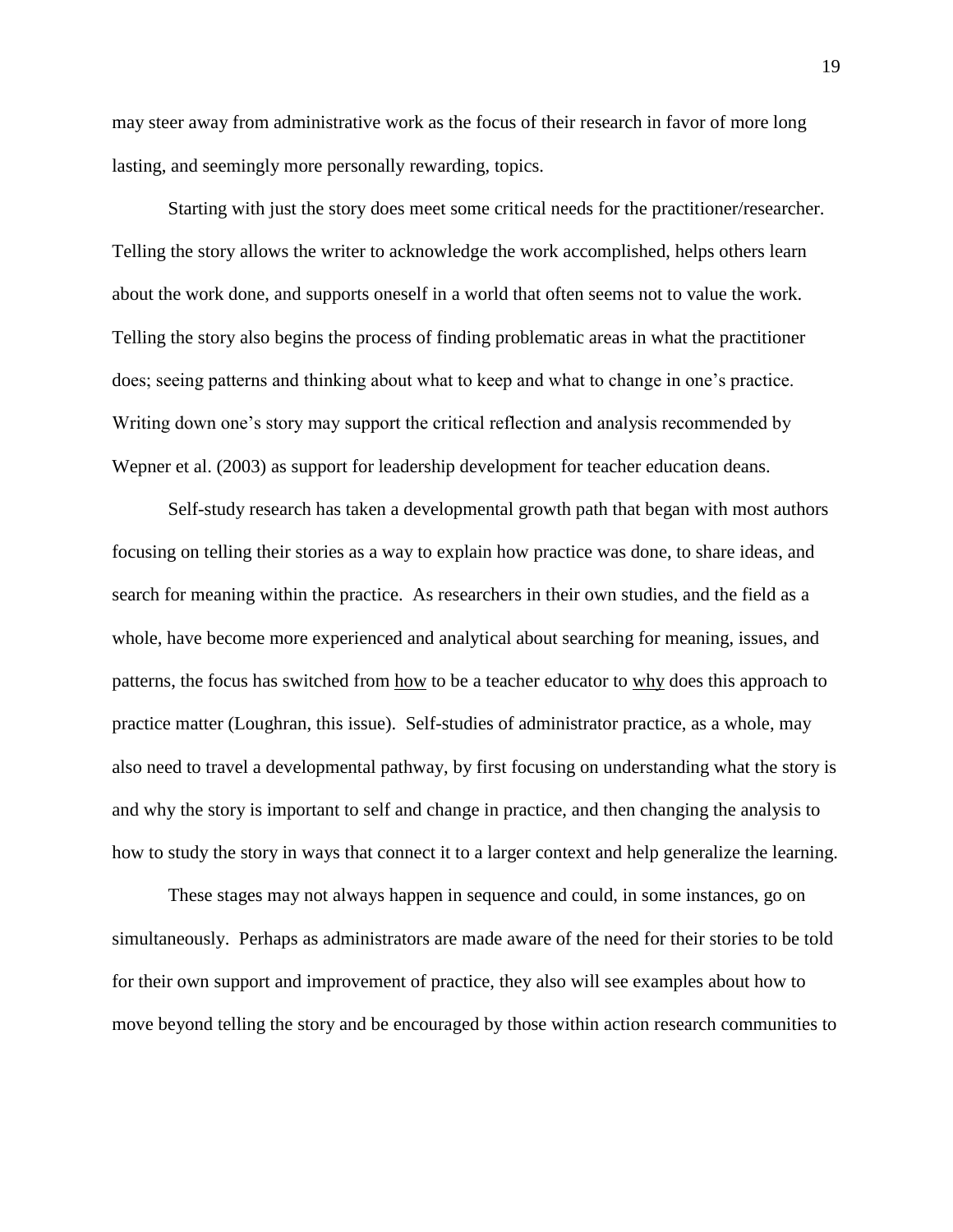may steer away from administrative work as the focus of their research in favor of more long lasting, and seemingly more personally rewarding, topics.

Starting with just the story does meet some critical needs for the practitioner/researcher. Telling the story allows the writer to acknowledge the work accomplished, helps others learn about the work done, and supports oneself in a world that often seems not to value the work. Telling the story also begins the process of finding problematic areas in what the practitioner does; seeing patterns and thinking about what to keep and what to change in one's practice. Writing down one's story may support the critical reflection and analysis recommended by Wepner et al. (2003) as support for leadership development for teacher education deans.

Self-study research has taken a developmental growth path that began with most authors focusing on telling their stories as a way to explain how practice was done, to share ideas, and search for meaning within the practice. As researchers in their own studies, and the field as a whole, have become more experienced and analytical about searching for meaning, issues, and patterns, the focus has switched from <u>how</u> to be a teacher educator to <u>why</u> does this approach to practice matter (Loughran, this issue). Self-studies of administrator practice, as a whole, may also need to travel a developmental pathway, by first focusing on understanding what the story is and why the story is important to self and change in practice, and then changing the analysis to how to study the story in ways that connect it to a larger context and help generalize the learning.

These stages may not always happen in sequence and could, in some instances, go on simultaneously. Perhaps as administrators are made aware of the need for their stories to be told for their own support and improvement of practice, they also will see examples about how to move beyond telling the story and be encouraged by those within action research communities to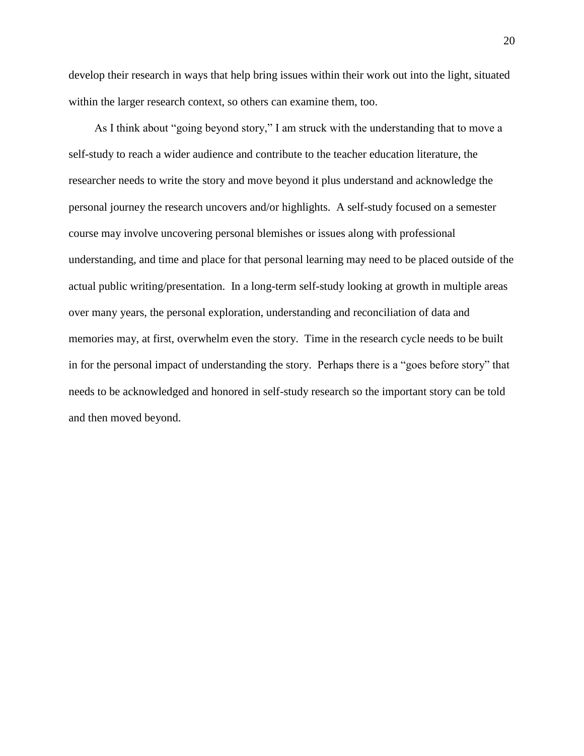develop their research in ways that help bring issues within their work out into the light, situated within the larger research context, so others can examine them, too.

As I think about "going beyond story," I am struck with the understanding that to move a self-study to reach a wider audience and contribute to the teacher education literature, the researcher needs to write the story and move beyond it plus understand and acknowledge the personal journey the research uncovers and/or highlights. A self-study focused on a semester course may involve uncovering personal blemishes or issues along with professional understanding, and time and place for that personal learning may need to be placed outside of the actual public writing/presentation. In a long-term self-study looking at growth in multiple areas over many years, the personal exploration, understanding and reconciliation of data and memories may, at first, overwhelm even the story. Time in the research cycle needs to be built in for the personal impact of understanding the story. Perhaps there is a "goes before story" that needs to be acknowledged and honored in self-study research so the important story can be told and then moved beyond.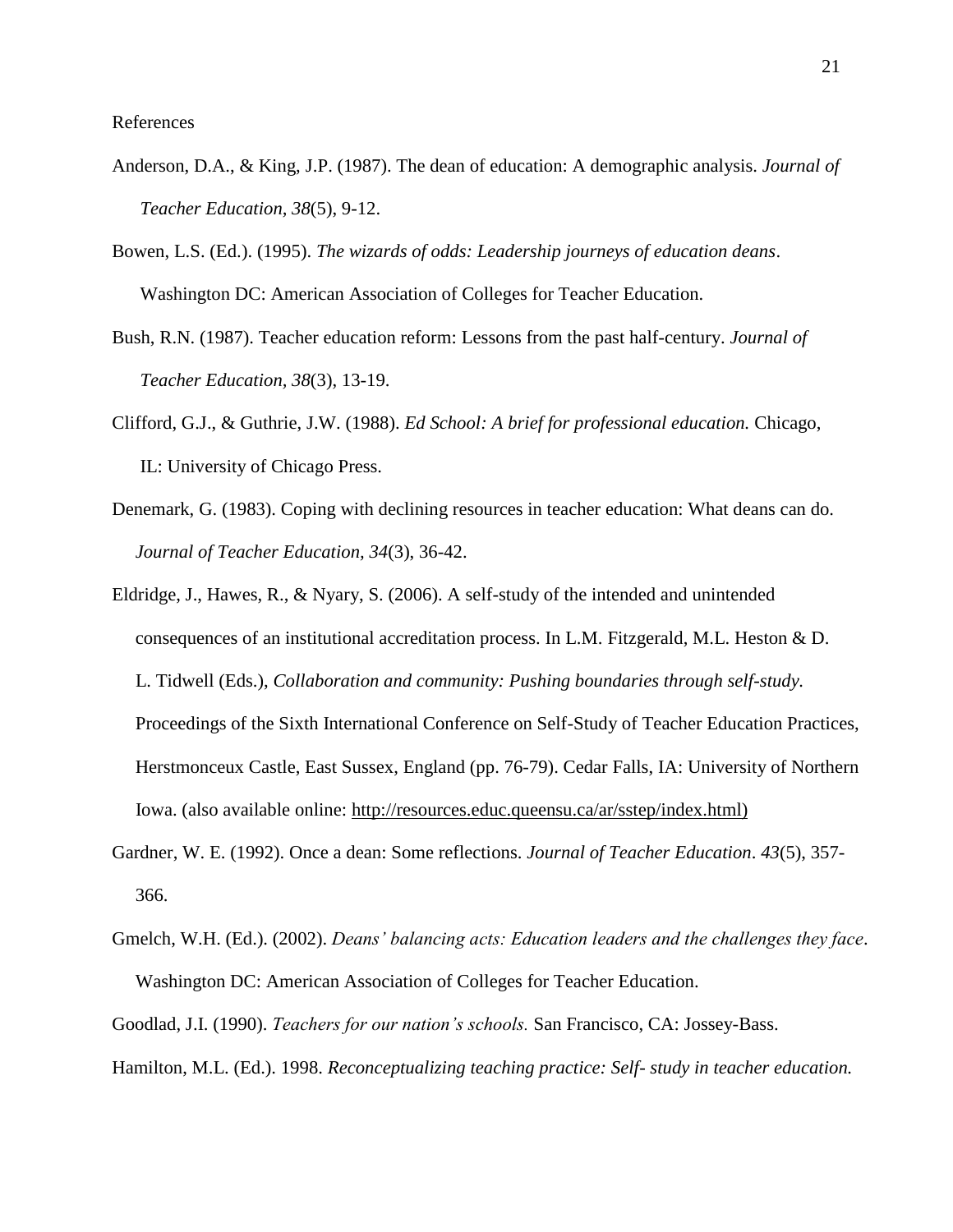References

Anderson, D.A., & King, J.P. (1987). The dean of education: A demographic analysis. *Journal of Teacher Education*, *38*(5), 9-12.

Bowen, L.S. (Ed.). (1995). *The wizards of odds: Leadership journeys of education deans*. Washington DC: American Association of Colleges for Teacher Education.

Bush, R.N. (1987). Teacher education reform: Lessons from the past half-century. *Journal of Teacher Education*, *38*(3), 13-19.

Clifford, G.J., & Guthrie, J.W. (1988). *Ed School: A brief for professional education.* Chicago, IL: University of Chicago Press.

Denemark, G. (1983). Coping with declining resources in teacher education: What deans can do. *Journal of Teacher Education*, *34*(3), 36-42.

Eldridge, J., Hawes, R., & Nyary, S. (2006). A self-study of the intended and unintended consequences of an institutional accreditation process. In L.M. Fitzgerald, M.L. Heston & D. L. Tidwell (Eds.), *Collaboration and community: Pushing boundaries through self-study.* Proceedings of the Sixth International Conference on Self-Study of Teacher Education Practices, Herstmonceux Castle, East Sussex, England (pp. 76-79). Cedar Falls, IA: University of Northern Iowa. (also available online: http://resources.educ.queensu.ca/ar/sstep/index.html)

Gardner, W. E. (1992). Once a dean: Some reflections. *Journal of Teacher Education*. *43*(5), 357-366.

Gmelch, W.H. (Ed.). (2002). *Deans' balancing acts: Education leaders and the challenges they face*. Washington DC: American Association of Colleges for Teacher Education.

Goodlad, J.I. (1990). *Teachers for our nation's schools.* San Francisco, CA: Jossey-Bass.

Hamilton, M.L. (Ed.). 1998. *Reconceptualizing teaching practice: Self- study in teacher education.*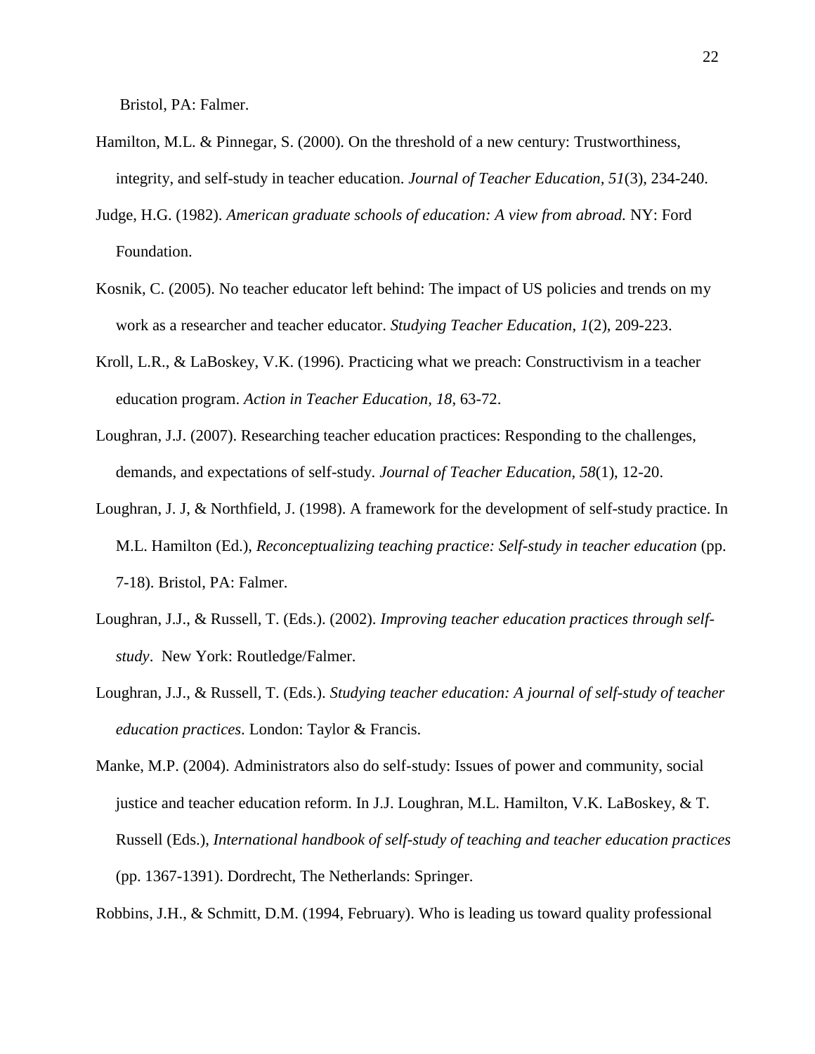Bristol, PA: Falmer.

Hamilton, M.L. & Pinnegar, S. (2000). On the threshold of a new century: Trustworthiness, integrity, and self-study in teacher education. *Journal of Teacher Education*, *51*(3), 234-240.

Judge, H.G. (1982). *American graduate schools of education: A view from abroad.* NY: Ford Foundation.

Kosnik, C. (2005). No teacher educator left behind: The impact of US policies and trends on my work as a researcher and teacher educator. *Studying Teacher Education*, *1*(2), 209-223.

Kroll, L.R., & LaBoskey, V.K. (1996). Practicing what we preach: Constructivism in a teacher education program. *Action in Teacher Education, 18*, 63-72.

Loughran, J.J. (2007). Researching teacher education practices: Responding to the challenges, demands, and expectations of self-study. *Journal of Teacher Education, 58*(1), 12-20.

Loughran, J. J, & Northfield, J. (1998). A framework for the development of self-study practice. In M.L. Hamilton (Ed.), *Reconceptualizing teaching practice: Self-study in teacher education* (pp. 7-18). Bristol, PA: Falmer.

Loughran, J.J., & Russell, T. (Eds.). (2002). *Improving teacher education practices through self-study*. New York: Routledge/Falmer.

Loughran, J.J., & Russell, T. (Eds.). *Studying teacher education: A journal of self-study of teacher education practices*. London: Taylor & Francis.

Manke, M.P. (2004). Administrators also do self-study: Issues of power and community, social justice and teacher education reform. In J.J. Loughran, M.L. Hamilton, V.K. LaBoskey, & T. Russell (Eds.), *International handbook of self-study of teaching and teacher education practices* (pp. 1367-1391). Dordrecht, The Netherlands: Springer.

Robbins, J.H., & Schmitt, D.M. (1994, February). Who is leading us toward quality professional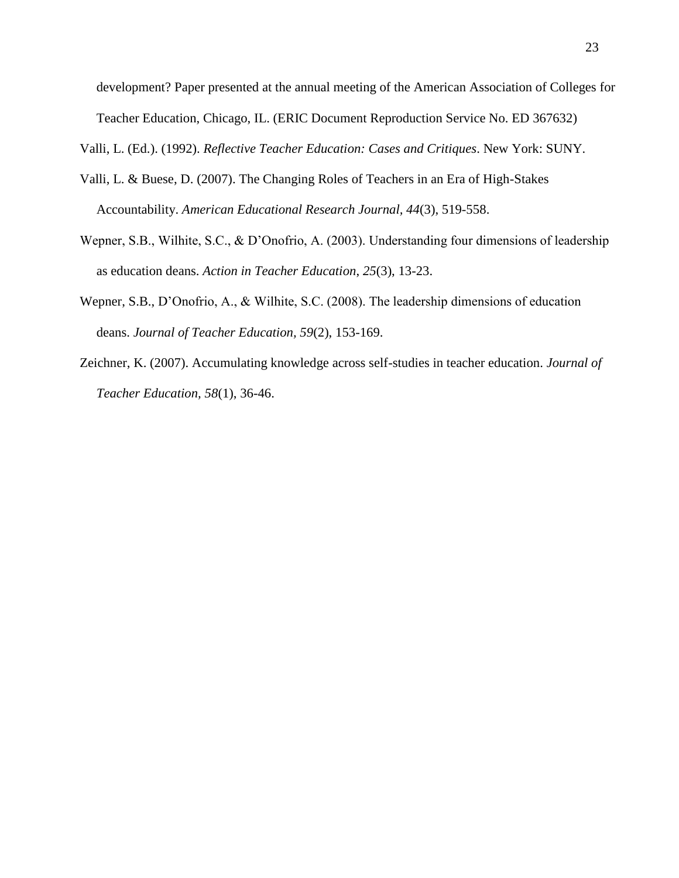development? Paper presented at the annual meeting of the American Association of Colleges for Teacher Education, Chicago, IL. (ERIC Document Reproduction Service No. ED 367632)

Valli, L. (Ed.). (1992). *Reflective Teacher Education: Cases and Critiques*. New York: SUNY.

Valli, L. & Buese, D. (2007). The Changing Roles of Teachers in an Era of High-Stakes Accountability. *American Educational Research Journal*, *44*(3), 519-558.

Wepner, S.B., Wilhite, S.C., & D'Onofrio, A. (2003). Understanding four dimensions of leadership as education deans. *Action in Teacher Education*, *25*(3), 13-23.

Wepner, S.B., D'Onofrio, A., & Wilhite, S.C. (2008). The leadership dimensions of education deans. *Journal of Teacher Education, 59*(2), 153-169.

Zeichner, K. (2007). Accumulating knowledge across self-studies in teacher education. *Journal of Teacher Education, 58*(1), 36-46.